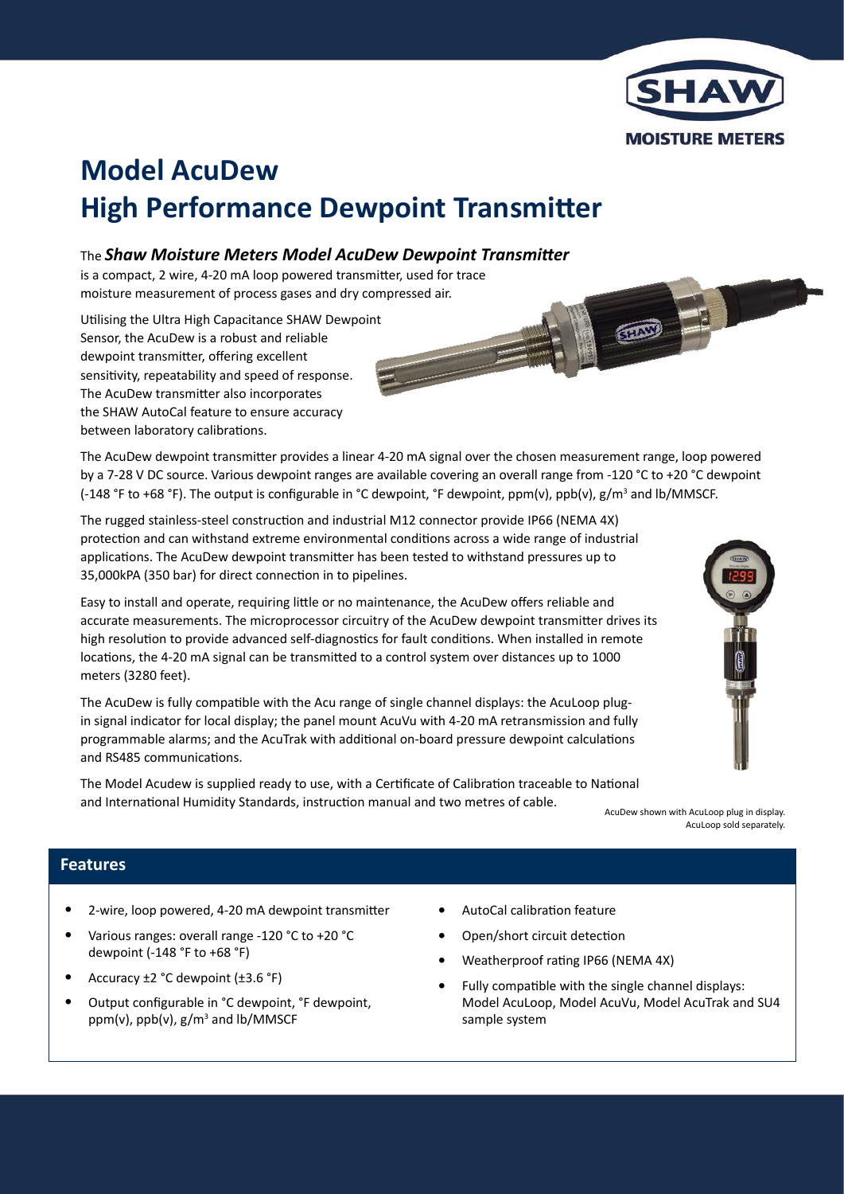# Model AcuDew
# High Performance Dewpoint Transmitter

The ***Shaw Moisture Meters Model AcuDew Dewpoint Transmitter*** is a compact, 2 wire, 4-20 mA loop powered transmitter, used for trace moisture measurement of process gases and dry compressed air.

Utilising the Ultra High Capacitance SHAW Dewpoint Sensor, the AcuDew is a robust and reliable dewpoint transmitter, offering excellent sensitivity, repeatability and speed of response. The AcuDew transmitter also incorporates the SHAW AutoCal feature to ensure accuracy between laboratory calibrations.

The AcuDew dewpoint transmitter provides a linear 4-20 mA signal over the chosen measurement range, loop powered by a 7-28 V DC source. Various dewpoint ranges are available covering an overall range from -120 °C to +20 °C dewpoint (-148 °F to +68 °F). The output is configurable in °C dewpoint, °F dewpoint, ppm(v), ppb(v), g/m$^3$ and lb/MMSCF.

The rugged stainless-steel construction and industrial M12 connector provide IP66 (NEMA 4X) protection and can withstand extreme environmental conditions across a wide range of industrial applications. The AcuDew dewpoint transmitter has been tested to withstand pressures up to 35,000kPA (350 bar) for direct connection in to pipelines.

Easy to install and operate, requiring little or no maintenance, the AcuDew offers reliable and accurate measurements. The microprocessor circuitry of the AcuDew dewpoint transmitter drives its high resolution to provide advanced self-diagnostics for fault conditions. When installed in remote locations, the 4-20 mA signal can be transmitted to a control system over distances up to 1000 meters (3280 feet).

The AcuDew is fully compatible with the Acu range of single channel displays: the AcuLoop plug-in signal indicator for local display; the panel mount AcuVu with 4-20 mA retransmission and fully programmable alarms; and the AcuTrak with additional on-board pressure dewpoint calculations and RS485 communications.

The Model Acudew is supplied ready to use, with a Certificate of Calibration traceable to National and International Humidity Standards, instruction manual and two metres of cable.

AcuDew shown with AcuLoop plug in display. AcuLoop sold separately.

## Features

- 2-wire, loop powered, 4-20 mA dewpoint transmitter
- Various ranges: overall range -120 °C to +20 °C dewpoint (-148 °F to +68 °F)
- Accuracy ±2 °C dewpoint (±3.6 °F)
- Output configurable in °C dewpoint, °F dewpoint, ppm(v), ppb(v), g/m$^3$ and lb/MMSCF
- AutoCal calibration feature
- Open/short circuit detection
- Weatherproof rating IP66 (NEMA 4X)
- Fully compatible with the single channel displays: Model AcuLoop, Model AcuVu, Model AcuTrak and SU4 sample system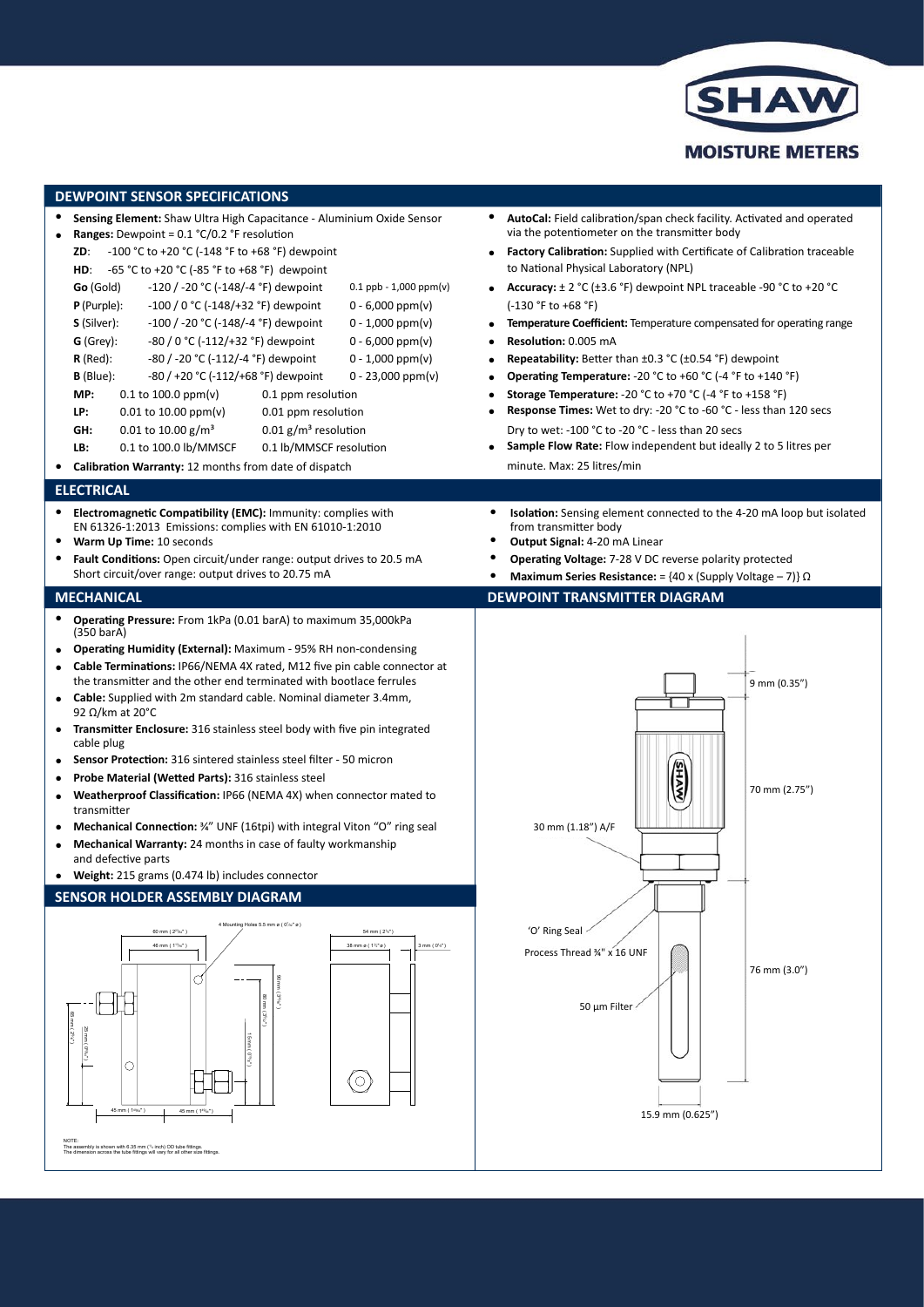## DEWPOINT SENSOR SPECIFICATIONS

- **Sensing Element:** Shaw Ultra High Capacitance - Aluminium Oxide Sensor
- **Ranges:** Dewpoint = 0.1 °C/0.2 °F resolution

| | | |
|---|---|---|
| **ZD**: | -100 °C to +20 °C (-148 °F to +68 °F) dewpoint | |
| **HD**: | -65 °C to +20 °C (-85 °F to +68 °F) dewpoint | |
| **Go** (Gold) | -120 / -20 °C (-148/-4 °F) dewpoint | 0.1 ppb - 1,000 ppm(v) |
| **P** (Purple): | -100 / 0 °C (-148/+32 °F) dewpoint | 0 - 6,000 ppm(v) |
| **S** (Silver): | -100 / -20 °C (-148/-4 °F) dewpoint | 0 - 1,000 ppm(v) |
| **G** (Grey): | -80 / 0 °C (-112/+32 °F) dewpoint | 0 - 6,000 ppm(v) |
| **R** (Red): | -80 / -20 °C (-112/-4 °F) dewpoint | 0 - 1,000 ppm(v) |
| **B** (Blue): | -80 / +20 °C (-112/+68 °F) dewpoint | 0 - 23,000 ppm(v) |
| **MP:** | 0.1 to 100.0 ppm(v) | 0.1 ppm resolution |
| **LP:** | 0.01 to 10.00 ppm(v) | 0.01 ppm resolution |
| **GH:** | 0.01 to 10.00 g/m³ | 0.01 g/m³ resolution |
| **LB:** | 0.1 to 100.0 lb/MMSCF | 0.1 lb/MMSCF resolution |

- **Calibration Warranty:** 12 months from date of dispatch
- **AutoCal:** Field calibration/span check facility. Activated and operated via the potentiometer on the transmitter body
- **Factory Calibration:** Supplied with Certificate of Calibration traceable to National Physical Laboratory (NPL)
- **Accuracy:** ± 2 °C (±3.6 °F) dewpoint NPL traceable -90 °C to +20 °C (-130 °F to +68 °F)
- **Temperature Coefficient:** Temperature compensated for operating range
- **Resolution:** 0.005 mA
- **Repeatability:** Better than ±0.3 °C (±0.54 °F) dewpoint
- **Operating Temperature:** -20 °C to +60 °C (-4 °F to +140 °F)
- **Storage Temperature:** -20 °C to +70 °C (-4 °F to +158 °F)
- **Response Times:** Wet to dry: -20 °C to -60 °C - less than 120 secs
  Dry to wet: -100 °C to -20 °C - less than 20 secs
- **Sample Flow Rate:** Flow independent but ideally 2 to 5 litres per minute. Max: 25 litres/min

## ELECTRICAL

- **Electromagnetic Compatibility (EMC):** Immunity: complies with EN 61326-1:2013 Emissions: complies with EN 61010-1:2010
- **Warm Up Time:** 10 seconds
- **Fault Conditions:** Open circuit/under range: output drives to 20.5 mA
  Short circuit/over range: output drives to 20.75 mA
- **Isolation:** Sensing element connected to the 4-20 mA loop but isolated from transmitter body
- **Output Signal:** 4-20 mA Linear
- **Operating Voltage:** 7-28 V DC reverse polarity protected
- **Maximum Series Resistance:** = {40 x (Supply Voltage – 7)} Ω

## MECHANICAL

- **Operating Pressure:** From 1kPa (0.01 barA) to maximum 35,000kPa (350 barA)
- **Operating Humidity (External):** Maximum - 95% RH non-condensing
- **Cable Terminations:** IP66/NEMA 4X rated, M12 five pin cable connector at the transmitter and the other end terminated with bootlace ferrules
- **Cable:** Supplied with 2m standard cable. Nominal diameter 3.4mm, 92 Ω/km at 20°C
- **Transmitter Enclosure:** 316 stainless steel body with five pin integrated cable plug
- **Sensor Protection:** 316 sintered stainless steel filter - 50 micron
- **Probe Material (Wetted Parts):** 316 stainless steel
- **Weatherproof Classification:** IP66 (NEMA 4X) when connector mated to transmitter
- **Mechanical Connection:** ¾" UNF (16tpi) with integral Viton "O" ring seal
- **Mechanical Warranty:** 24 months in case of faulty workmanship and defective parts
- **Weight:** 215 grams (0.474 lb) includes connector

## SENSOR HOLDER ASSEMBLY DIAGRAM

NOTE:
The assembly is shown with 6.35 mm (¼ inch) OD tube fittings.
The dimension across the tube fittings will vary for all other size fittings.

## DEWPOINT TRANSMITTER DIAGRAM

9 mm (0.35")
70 mm (2.75")
30 mm (1.18") A/F
'O' Ring Seal
Process Thread ¾" x 16 UNF
76 mm (3.0")
50 µm Filter
15.9 mm (0.625")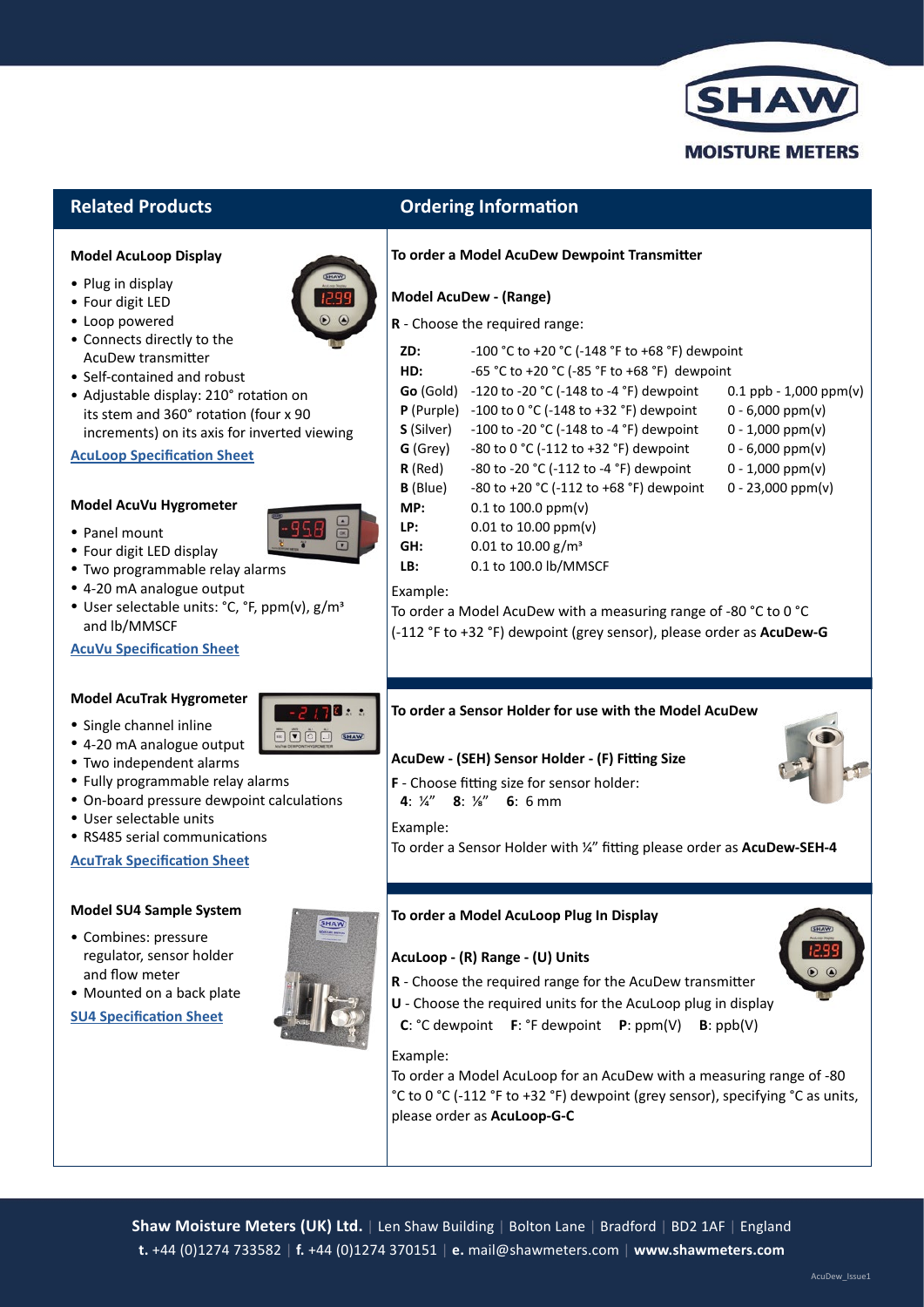## Related Products

### Model AcuLoop Display

- Plug in display
- Four digit LED
- Loop powered
- Connects directly to the AcuDew transmitter
- Self-contained and robust
- Adjustable display: 210° rotation on its stem and 360° rotation (four x 90 increments) on its axis for inverted viewing

AcuLoop Specification Sheet

### Model AcuVu Hygrometer

- Panel mount
- Four digit LED display
- Two programmable relay alarms
- 4-20 mA analogue output
- User selectable units: °C, °F, ppm(v), g/m³ and lb/MMSCF

AcuVu Specification Sheet

### Model AcuTrak Hygrometer

- Single channel inline
- 4-20 mA analogue output
- Two independent alarms
- Fully programmable relay alarms
- On-board pressure dewpoint calculations
- User selectable units
- RS485 serial communications

AcuTrak Specification Sheet

### Model SU4 Sample System

- Combines: pressure regulator, sensor holder and flow meter
- Mounted on a back plate

SU4 Specification Sheet

## Ordering Information

**To order a Model AcuDew Dewpoint Transmitter**

**Model AcuDew - (Range)**

**R** - Choose the required range:

| | | |
|---|---|---|
| **ZD:** | -100 °C to +20 °C (-148 °F to +68 °F) dewpoint | |
| **HD:** | -65 °C to +20 °C (-85 °F to +68 °F) dewpoint | |
| **Go** (Gold) | -120 to -20 °C (-148 to -4 °F) dewpoint | 0.1 ppb - 1,000 ppm(v) |
| **P** (Purple) | -100 to 0 °C (-148 to +32 °F) dewpoint | 0 - 6,000 ppm(v) |
| **S** (Silver) | -100 to -20 °C (-148 to -4 °F) dewpoint | 0 - 1,000 ppm(v) |
| **G** (Grey) | -80 to 0 °C (-112 to +32 °F) dewpoint | 0 - 6,000 ppm(v) |
| **R** (Red) | -80 to -20 °C (-112 to -4 °F) dewpoint | 0 - 1,000 ppm(v) |
| **B** (Blue) | -80 to +20 °C (-112 to +68 °F) dewpoint | 0 - 23,000 ppm(v) |
| **MP:** | 0.1 to 100.0 ppm(v) | |
| **LP:** | 0.01 to 10.00 ppm(v) | |
| **GH:** | 0.01 to 10.00 g/m³ | |
| **LB:** | 0.1 to 100.0 lb/MMSCF | |

Example:
To order a Model AcuDew with a measuring range of -80 °C to 0 °C (-112 °F to +32 °F) dewpoint (grey sensor), please order as **AcuDew-G**

**To order a Sensor Holder for use with the Model AcuDew**

**AcuDew - (SEH) Sensor Holder - (F) Fitting Size**

**F** - Choose fitting size for sensor holder:
**4**: ¼"  **8**: ⅛"  **6**: 6 mm

Example:
To order a Sensor Holder with ¼" fitting please order as **AcuDew-SEH-4**

**To order a Model AcuLoop Plug In Display**

**AcuLoop - (R) Range - (U) Units**

**R** - Choose the required range for the AcuDew transmitter
**U** - Choose the required units for the AcuLoop plug in display
**C**: °C dewpoint  **F**: °F dewpoint  **P**: ppm(V)  **B**: ppb(V)

Example:
To order a Model AcuLoop for an AcuDew with a measuring range of -80 °C to 0 °C (-112 °F to +32 °F) dewpoint (grey sensor), specifying °C as units, please order as **AcuLoop-G-C**

**Shaw Moisture Meters (UK) Ltd.** | Len Shaw Building | Bolton Lane | Bradford | BD2 1AF | England
**t.** +44 (0)1274 733582 | **f.** +44 (0)1274 370151 | **e.** mail@shawmeters.com | **www.shawmeters.com**